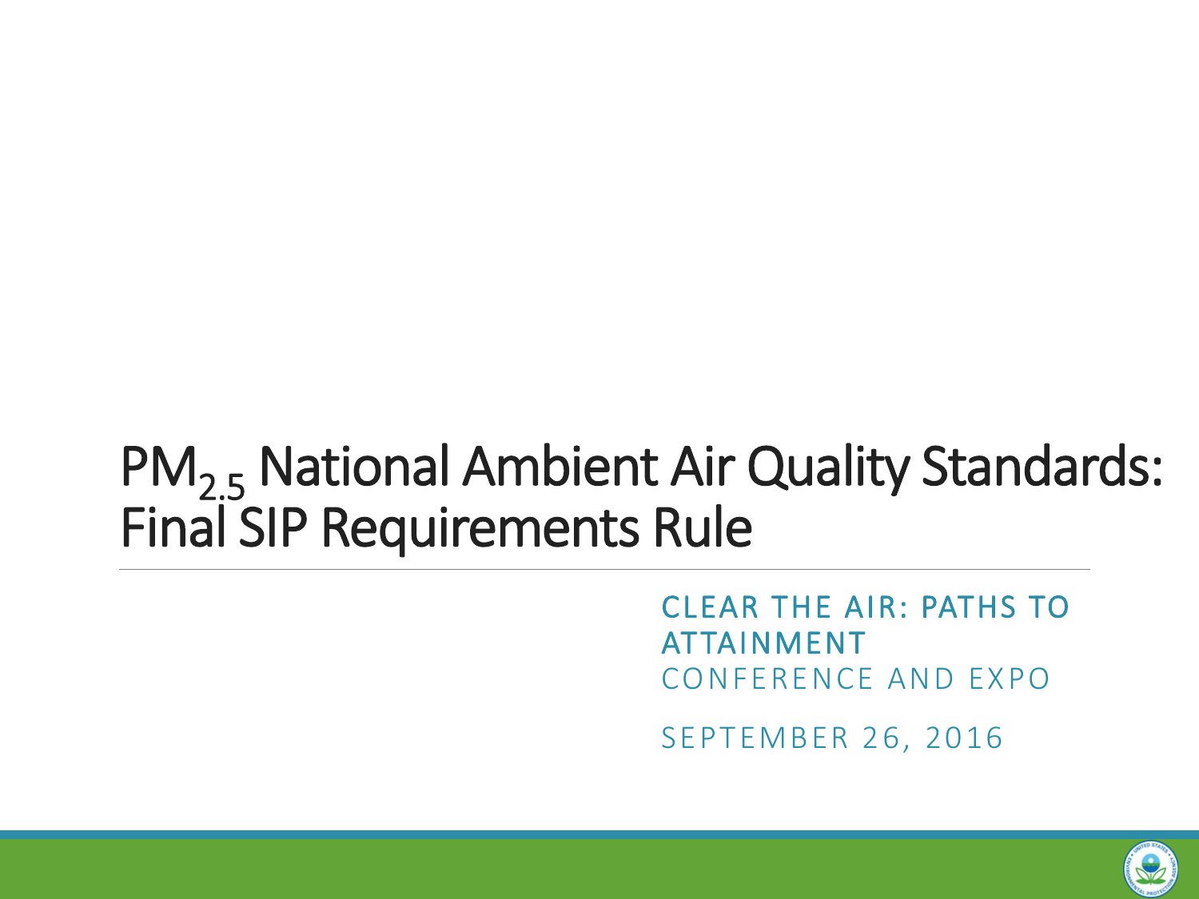# $PM_{2.5}$ National Ambient Air Quality Standards: Final SIP Requirements Rule

CLEAR THE AIR: PATHS TO ATTAINMENT

CONFERENCE AND EXPO

SEPTEMBER 26, 2016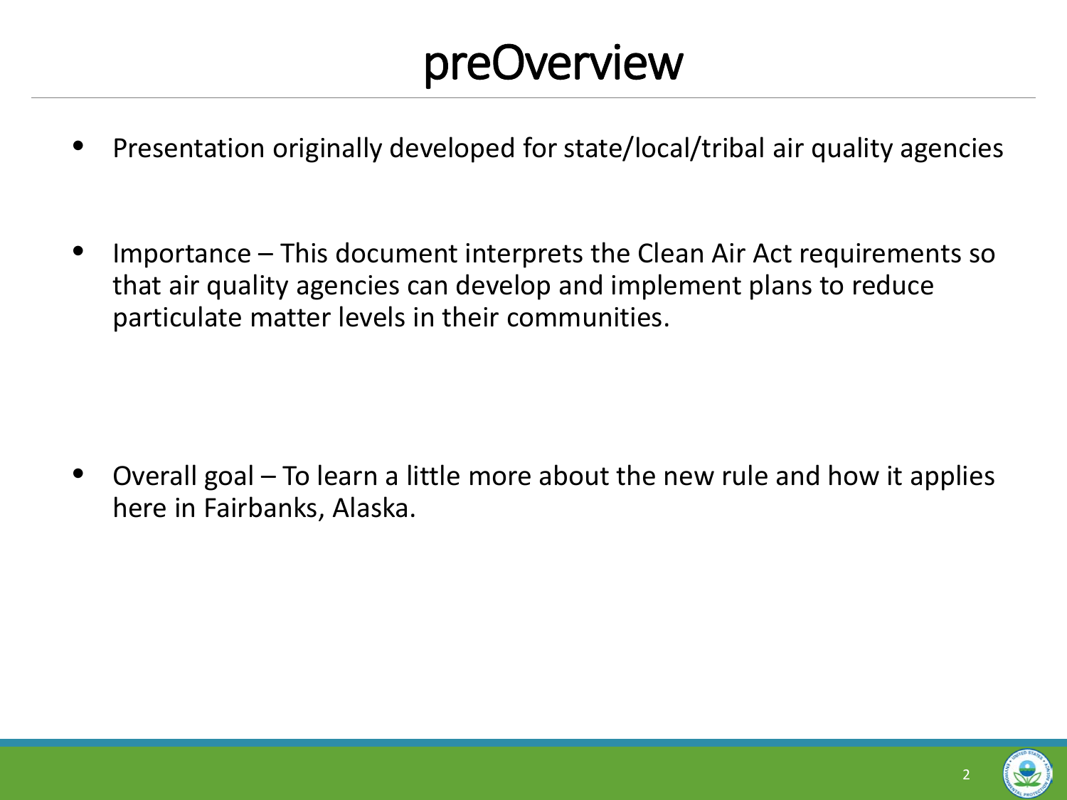# preOverview

- Presentation originally developed for state/local/tribal air quality agencies

- Importance – This document interprets the Clean Air Act requirements so that air quality agencies can develop and implement plans to reduce particulate matter levels in their communities.

- Overall goal – To learn a little more about the new rule and how it applies here in Fairbanks, Alaska.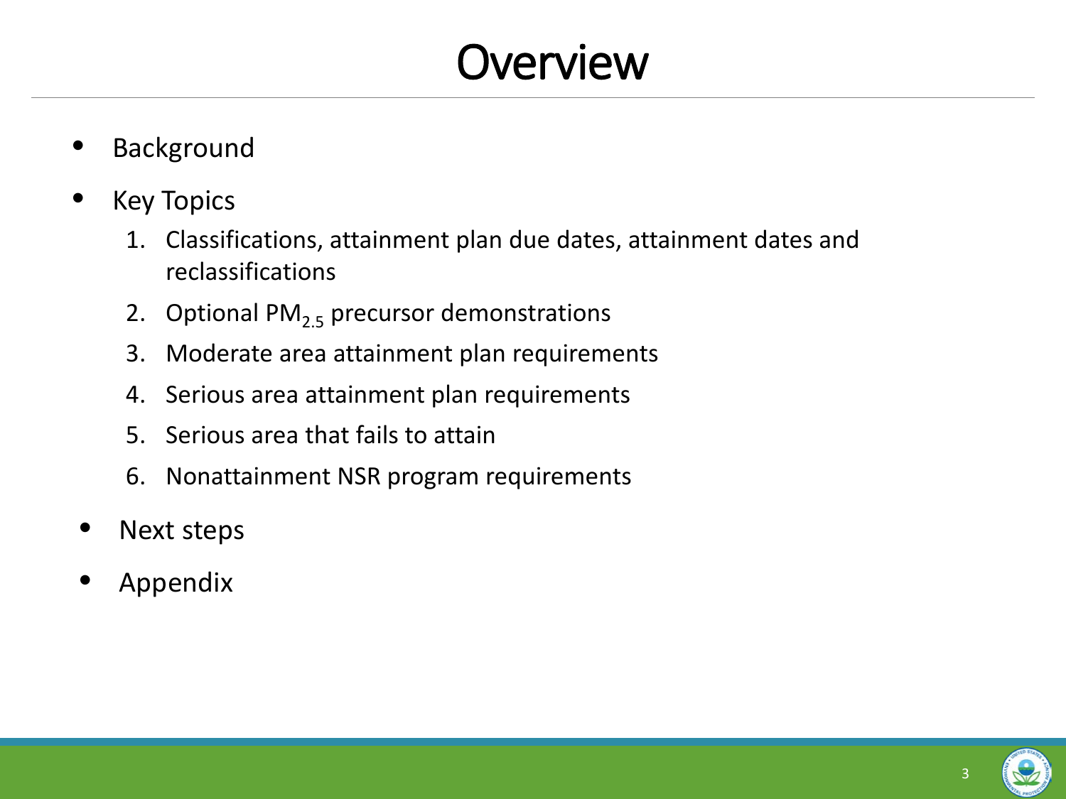# Overview

- Background
- Key Topics
  1. Classifications, attainment plan due dates, attainment dates and reclassifications
  2. Optional $PM_{2.5}$ precursor demonstrations
  3. Moderate area attainment plan requirements
  4. Serious area attainment plan requirements
  5. Serious area that fails to attain
  6. Nonattainment NSR program requirements
- Next steps
- Appendix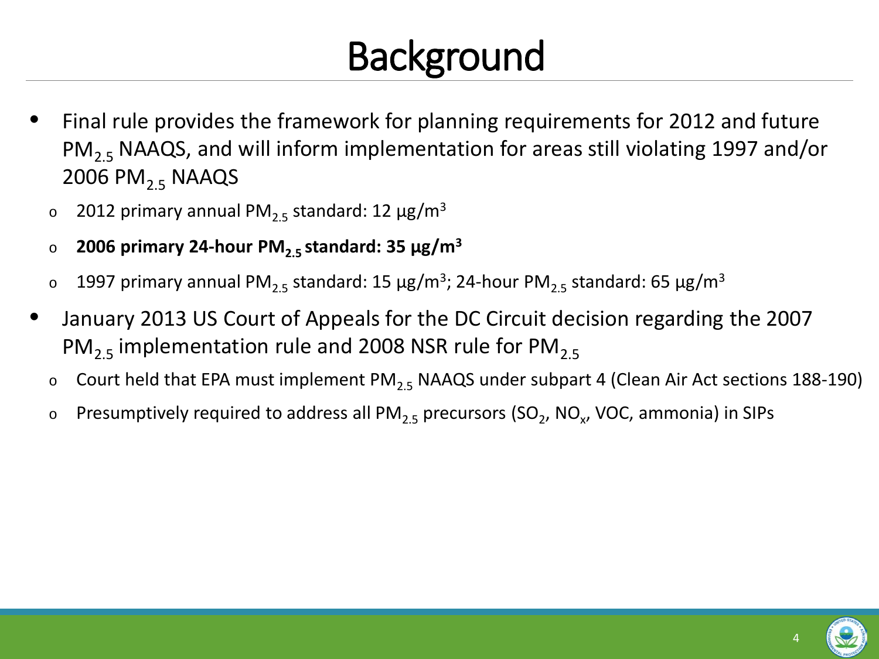# Background

- Final rule provides the framework for planning requirements for 2012 and future $PM_{2.5}$ NAAQS, and will inform implementation for areas still violating 1997 and/or 2006 $PM_{2.5}$ NAAQS
  - 2012 primary annual $PM_{2.5}$ standard: 12 µg/$m^3$
  - **2006 primary 24-hour $PM_{2.5}$ standard: 35 µg/$m^3$**
  - 1997 primary annual $PM_{2.5}$ standard: 15 µg/$m^3$; 24-hour $PM_{2.5}$ standard: 65 µg/$m^3$
- January 2013 US Court of Appeals for the DC Circuit decision regarding the 2007 $PM_{2.5}$ implementation rule and 2008 NSR rule for $PM_{2.5}$
  - Court held that EPA must implement $PM_{2.5}$ NAAQS under subpart 4 (Clean Air Act sections 188-190)
  - Presumptively required to address all $PM_{2.5}$ precursors ($SO_2$, $NO_x$, VOC, ammonia) in SIPs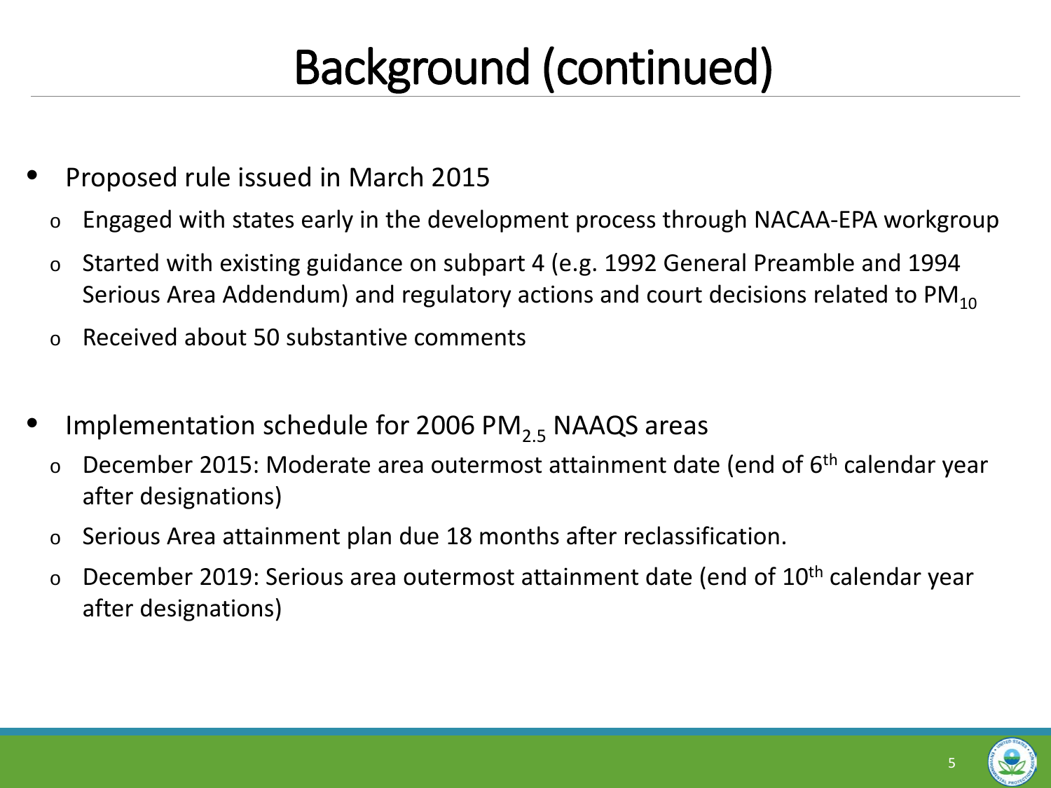# Background (continued)

- Proposed rule issued in March 2015
  - Engaged with states early in the development process through NACAA-EPA workgroup
  - Started with existing guidance on subpart 4 (e.g. 1992 General Preamble and 1994 Serious Area Addendum) and regulatory actions and court decisions related to $PM_{10}$
  - Received about 50 substantive comments

- Implementation schedule for 2006 $PM_{2.5}$ NAAQS areas
  - December 2015: Moderate area outermost attainment date (end of $6^{th}$ calendar year after designations)
  - Serious Area attainment plan due 18 months after reclassification.
  - December 2019: Serious area outermost attainment date (end of $10^{th}$ calendar year after designations)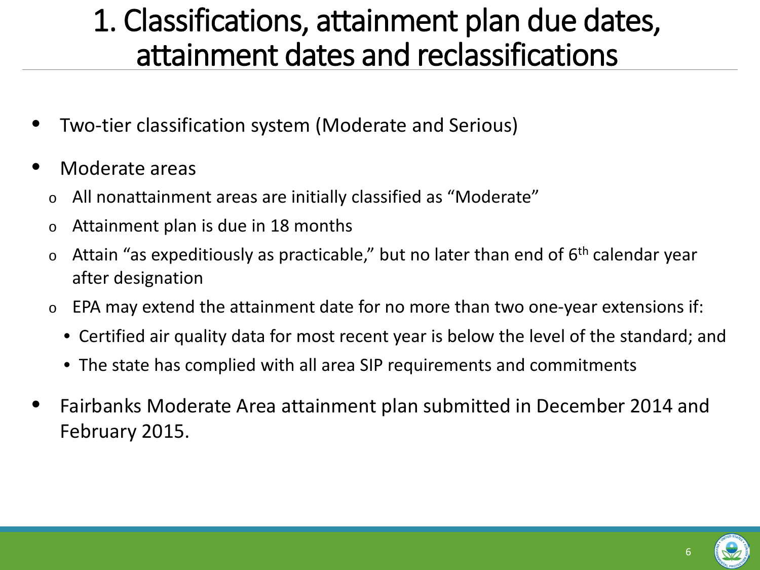# 1. Classifications, attainment plan due dates, attainment dates and reclassifications

- Two-tier classification system (Moderate and Serious)
- Moderate areas
  - All nonattainment areas are initially classified as "Moderate"
  - Attainment plan is due in 18 months
  - Attain "as expeditiously as practicable," but no later than end of 6th calendar year after designation
  - EPA may extend the attainment date for no more than two one-year extensions if:
    - Certified air quality data for most recent year is below the level of the standard; and
    - The state has complied with all area SIP requirements and commitments
- Fairbanks Moderate Area attainment plan submitted in December 2014 and February 2015.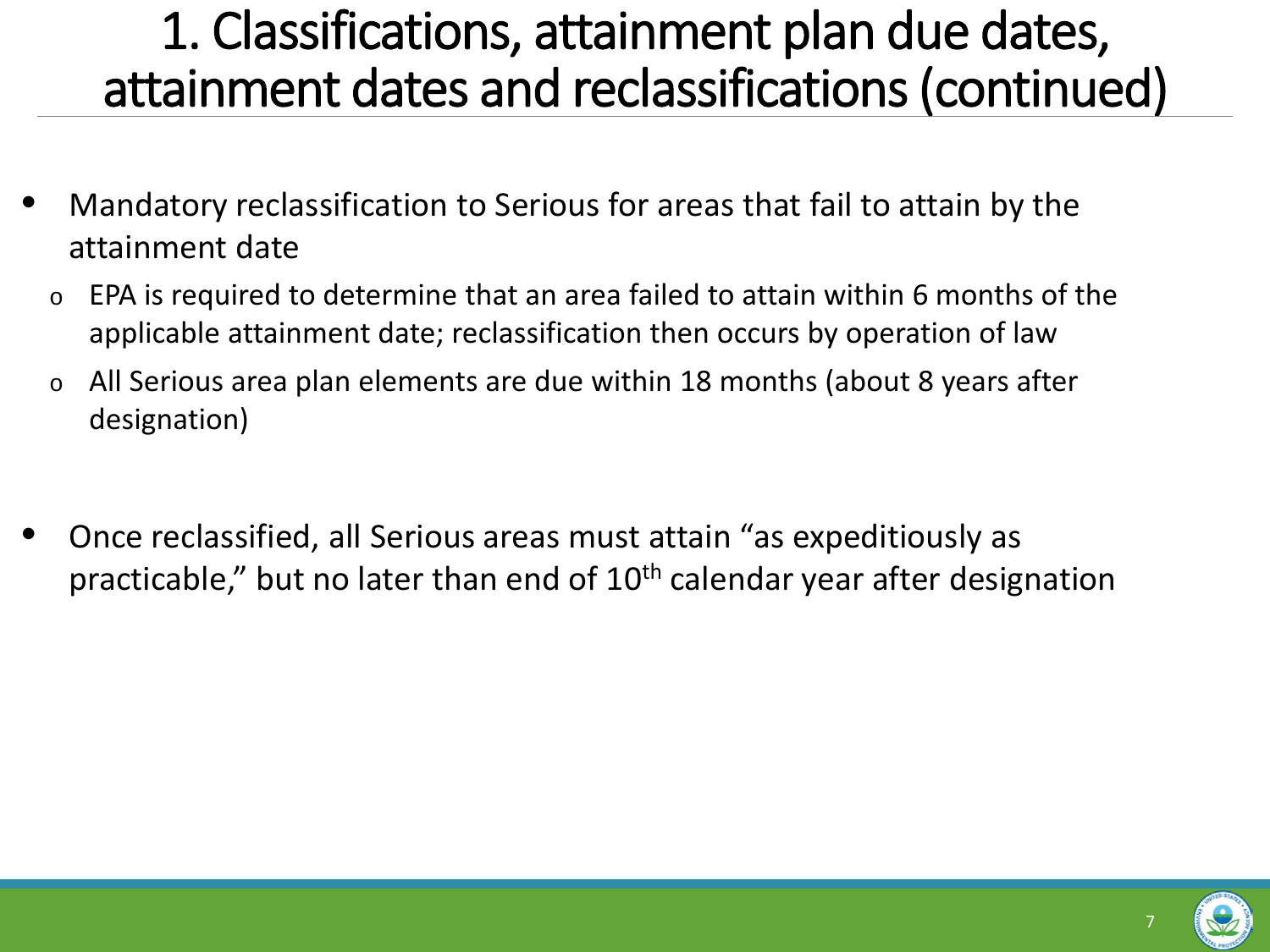# 1. Classifications, attainment plan due dates, attainment dates and reclassifications (continued)

- Mandatory reclassification to Serious for areas that fail to attain by the attainment date
  - EPA is required to determine that an area failed to attain within 6 months of the applicable attainment date; reclassification then occurs by operation of law
  - All Serious area plan elements are due within 18 months (about 8 years after designation)

- Once reclassified, all Serious areas must attain "as expeditiously as practicable," but no later than end of 10th calendar year after designation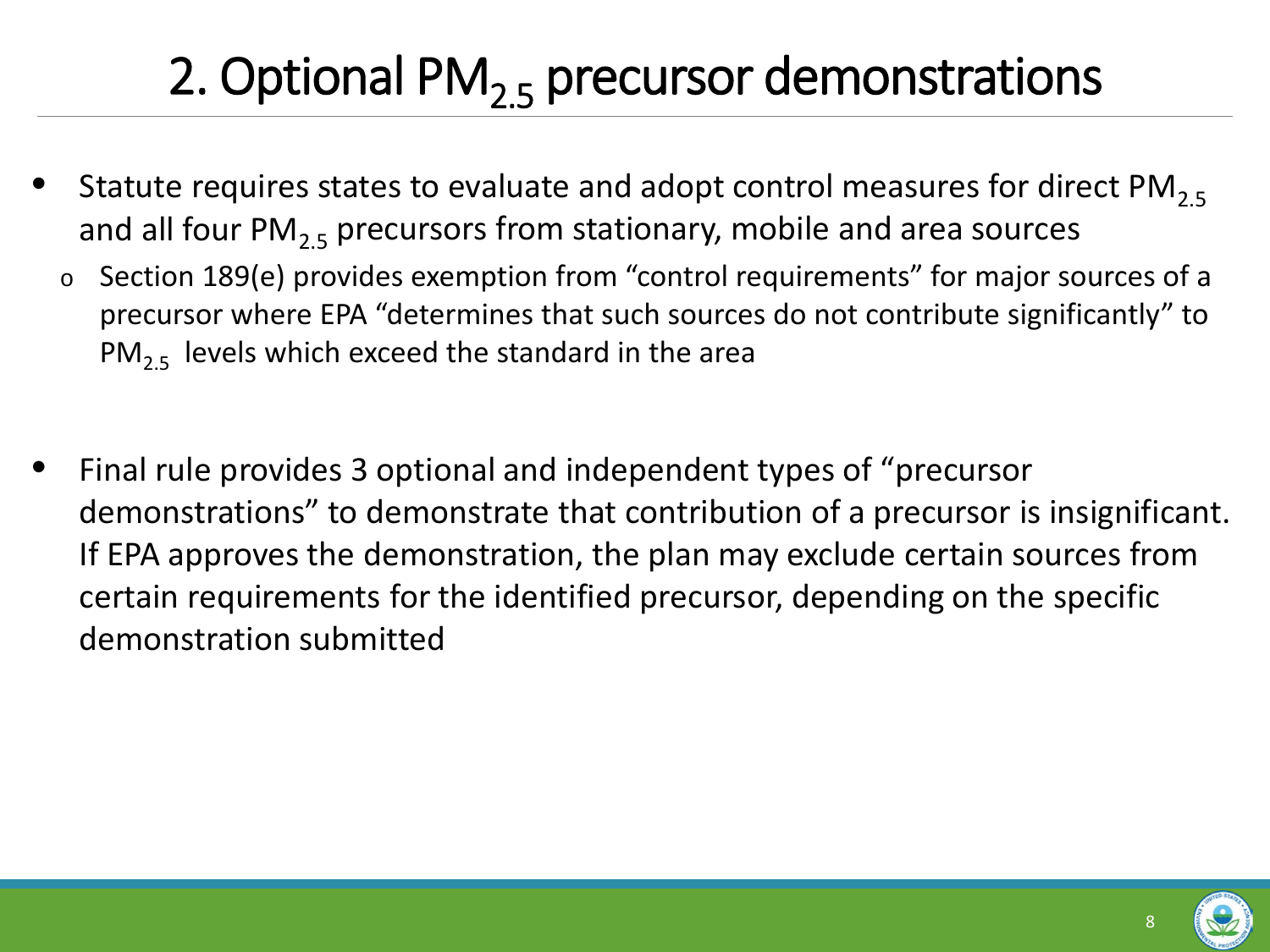# 2. Optional $PM_{2.5}$ precursor demonstrations

- Statute requires states to evaluate and adopt control measures for direct $PM_{2.5}$ and all four $PM_{2.5}$ precursors from stationary, mobile and area sources
  - Section 189(e) provides exemption from "control requirements" for major sources of a precursor where EPA "determines that such sources do not contribute significantly" to $PM_{2.5}$ levels which exceed the standard in the area

- Final rule provides 3 optional and independent types of "precursor demonstrations" to demonstrate that contribution of a precursor is insignificant. If EPA approves the demonstration, the plan may exclude certain sources from certain requirements for the identified precursor, depending on the specific demonstration submitted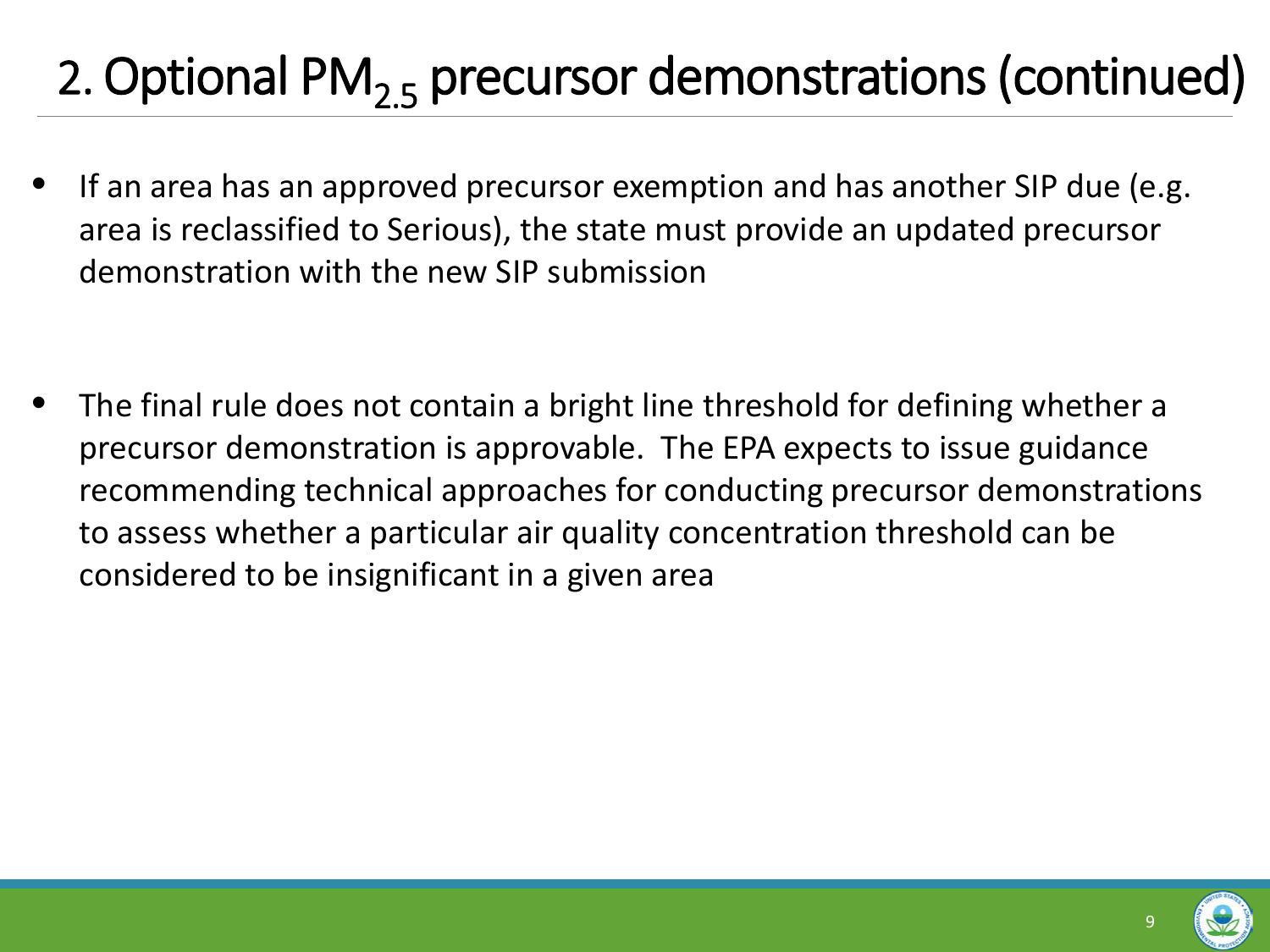# 2. Optional $PM_{2.5}$ precursor demonstrations (continued)

- If an area has an approved precursor exemption and has another SIP due (e.g. area is reclassified to Serious), the state must provide an updated precursor demonstration with the new SIP submission

- The final rule does not contain a bright line threshold for defining whether a precursor demonstration is approvable. The EPA expects to issue guidance recommending technical approaches for conducting precursor demonstrations to assess whether a particular air quality concentration threshold can be considered to be insignificant in a given area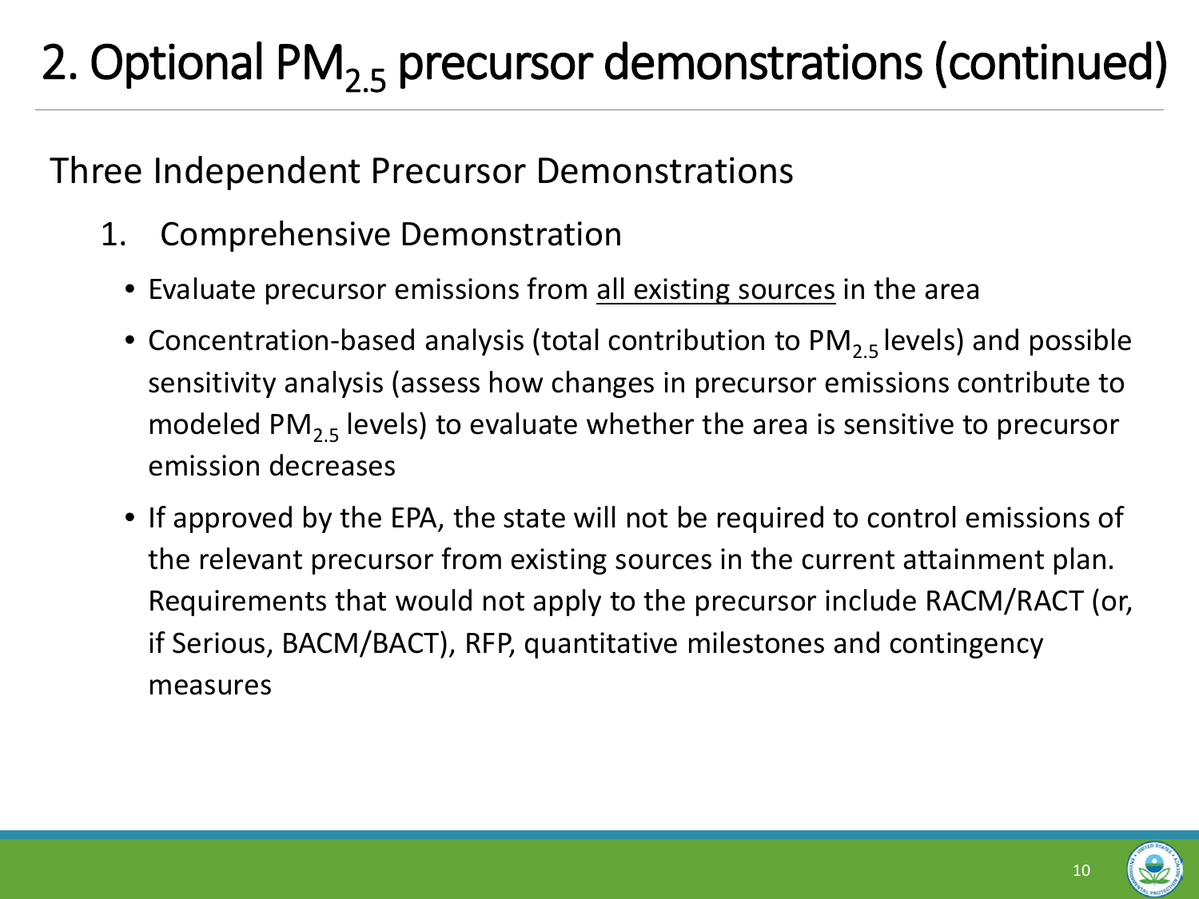# 2. Optional $PM_{2.5}$ precursor demonstrations (continued)

## Three Independent Precursor Demonstrations

1. Comprehensive Demonstration
   - Evaluate precursor emissions from <u>all existing sources</u> in the area
   - Concentration-based analysis (total contribution to $PM_{2.5}$ levels) and possible sensitivity analysis (assess how changes in precursor emissions contribute to modeled $PM_{2.5}$ levels) to evaluate whether the area is sensitive to precursor emission decreases
   - If approved by the EPA, the state will not be required to control emissions of the relevant precursor from existing sources in the current attainment plan. Requirements that would not apply to the precursor include RACM/RACT (or, if Serious, BACM/BACT), RFP, quantitative milestones and contingency measures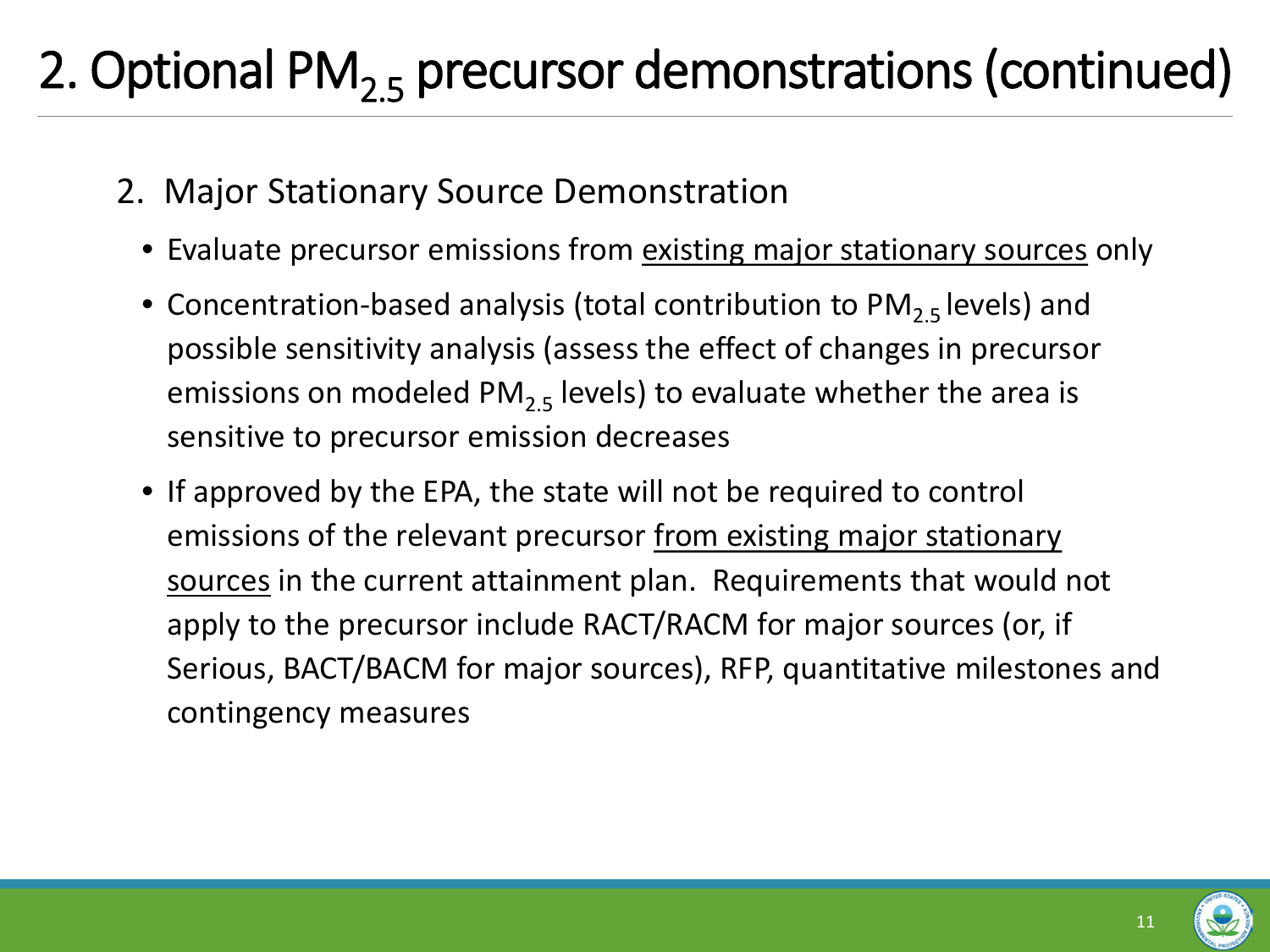# 2. Optional $PM_{2.5}$ precursor demonstrations (continued)

2. Major Stationary Source Demonstration
   - Evaluate precursor emissions from existing major stationary sources only
   - Concentration-based analysis (total contribution to $PM_{2.5}$ levels) and possible sensitivity analysis (assess the effect of changes in precursor emissions on modeled $PM_{2.5}$ levels) to evaluate whether the area is sensitive to precursor emission decreases
   - If approved by the EPA, the state will not be required to control emissions of the relevant precursor from existing major stationary sources in the current attainment plan. Requirements that would not apply to the precursor include RACT/RACM for major sources (or, if Serious, BACT/BACM for major sources), RFP, quantitative milestones and contingency measures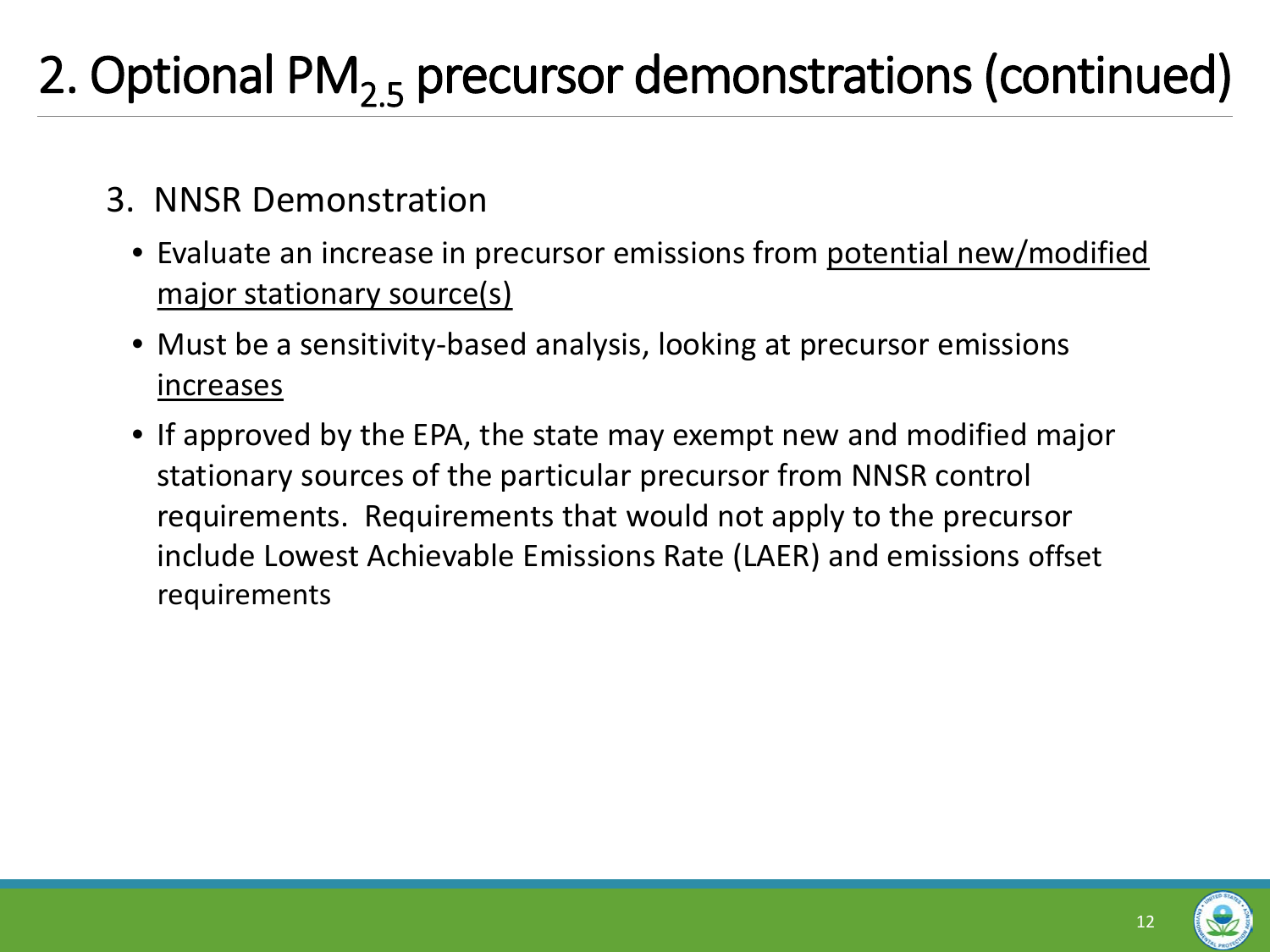# 2. Optional $PM_{2.5}$ precursor demonstrations (continued)

3. NNSR Demonstration

- Evaluate an increase in precursor emissions from <u>potential new/modified major stationary source(s)</u>
- Must be a sensitivity-based analysis, looking at precursor emissions <u>increases</u>
- If approved by the EPA, the state may exempt new and modified major stationary sources of the particular precursor from NNSR control requirements. Requirements that would not apply to the precursor include Lowest Achievable Emissions Rate (LAER) and emissions offset requirements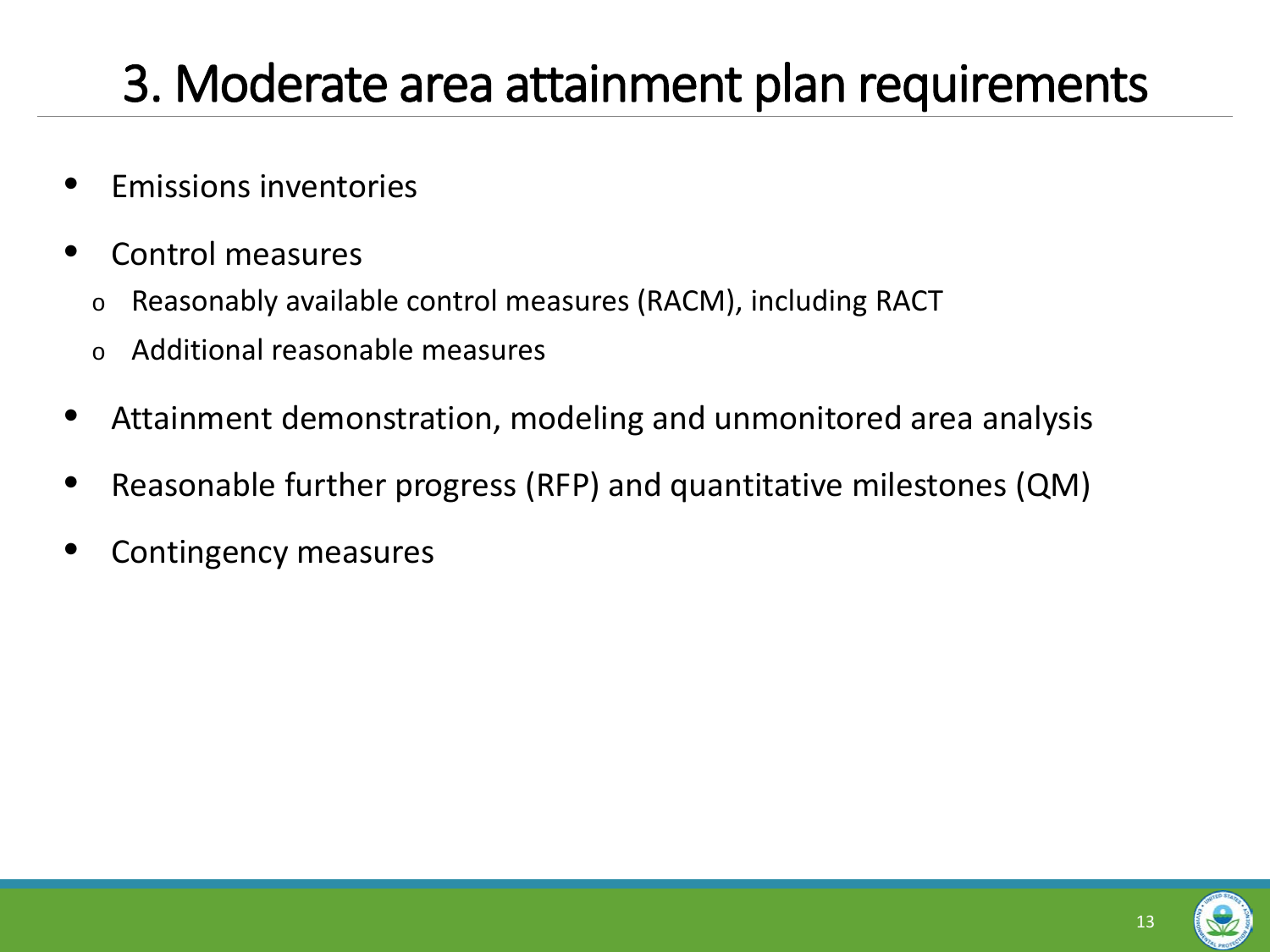# 3. Moderate area attainment plan requirements

- Emissions inventories
- Control measures
  - Reasonably available control measures (RACM), including RACT
  - Additional reasonable measures
- Attainment demonstration, modeling and unmonitored area analysis
- Reasonable further progress (RFP) and quantitative milestones (QM)
- Contingency measures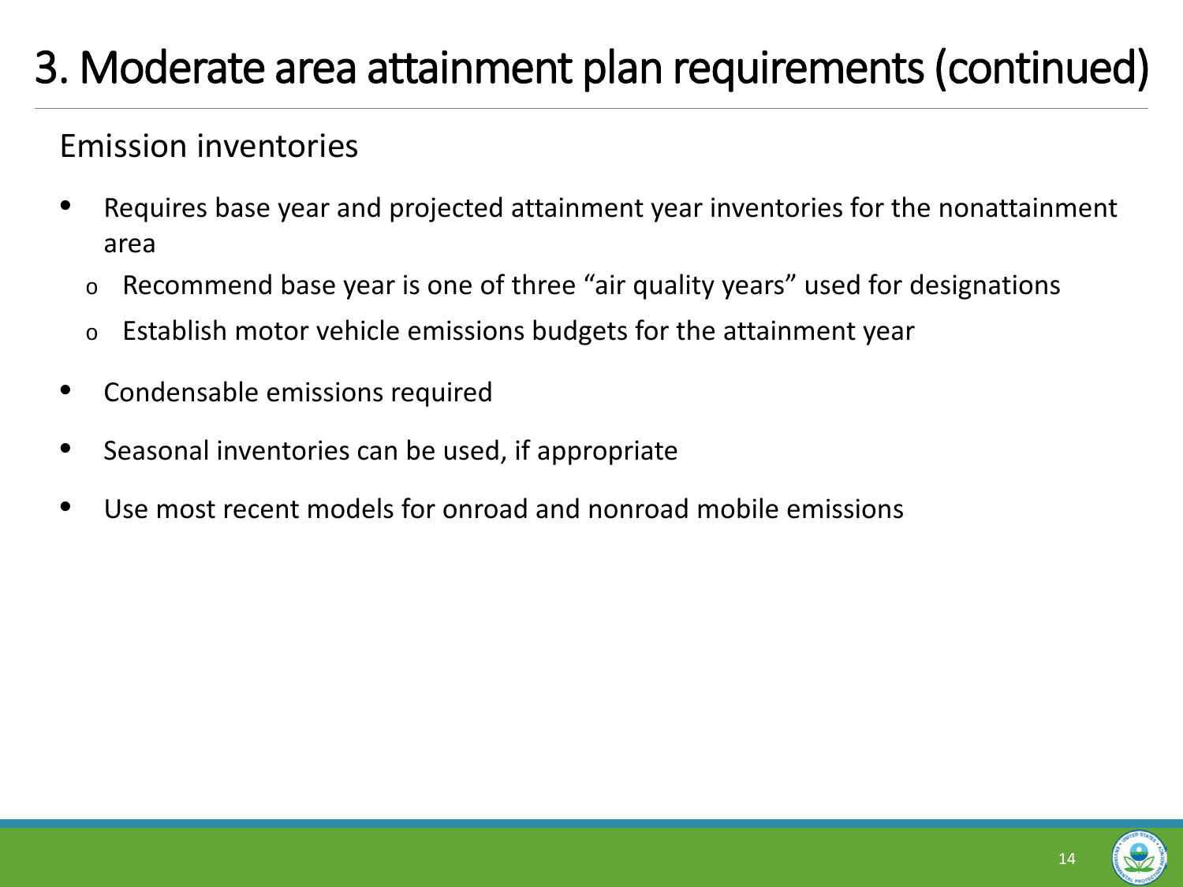# 3. Moderate area attainment plan requirements (continued)

## Emission inventories

- Requires base year and projected attainment year inventories for the nonattainment area
  - Recommend base year is one of three "air quality years" used for designations
  - Establish motor vehicle emissions budgets for the attainment year
- Condensable emissions required
- Seasonal inventories can be used, if appropriate
- Use most recent models for onroad and nonroad mobile emissions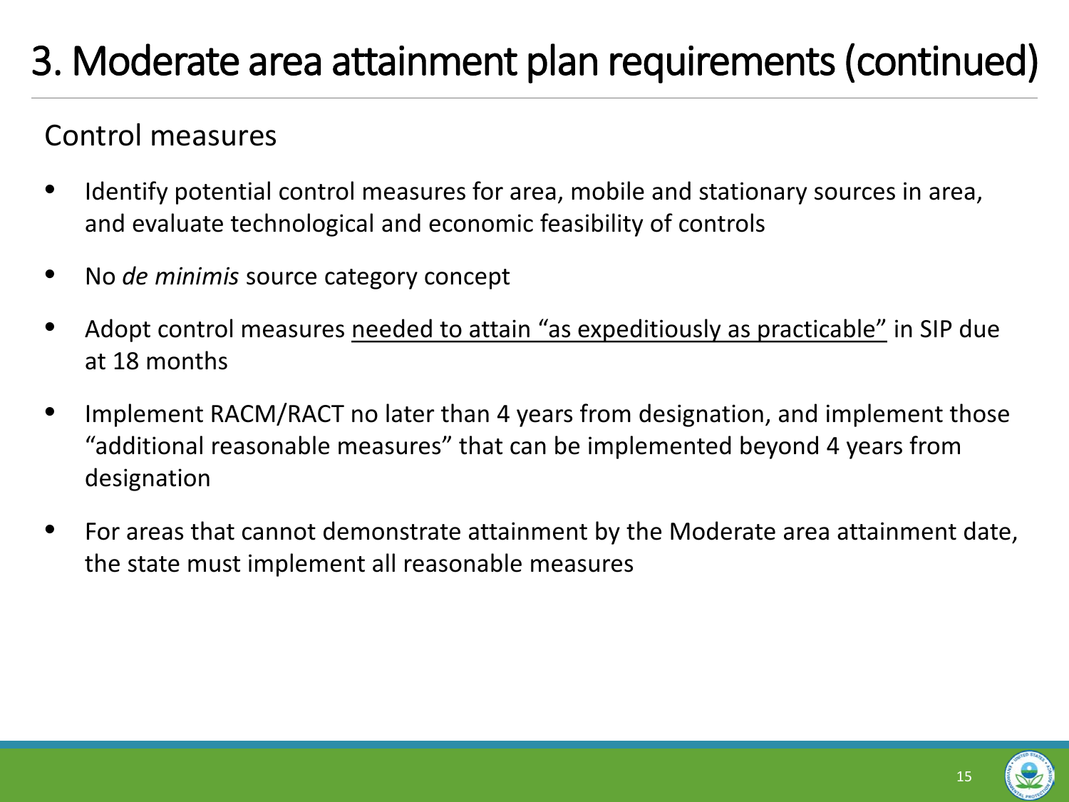# 3. Moderate area attainment plan requirements (continued)

## Control measures

- Identify potential control measures for area, mobile and stationary sources in area, and evaluate technological and economic feasibility of controls
- No *de minimis* source category concept
- Adopt control measures <u>needed to attain "as expeditiously as practicable"</u> in SIP due at 18 months
- Implement RACM/RACT no later than 4 years from designation, and implement those "additional reasonable measures" that can be implemented beyond 4 years from designation
- For areas that cannot demonstrate attainment by the Moderate area attainment date, the state must implement all reasonable measures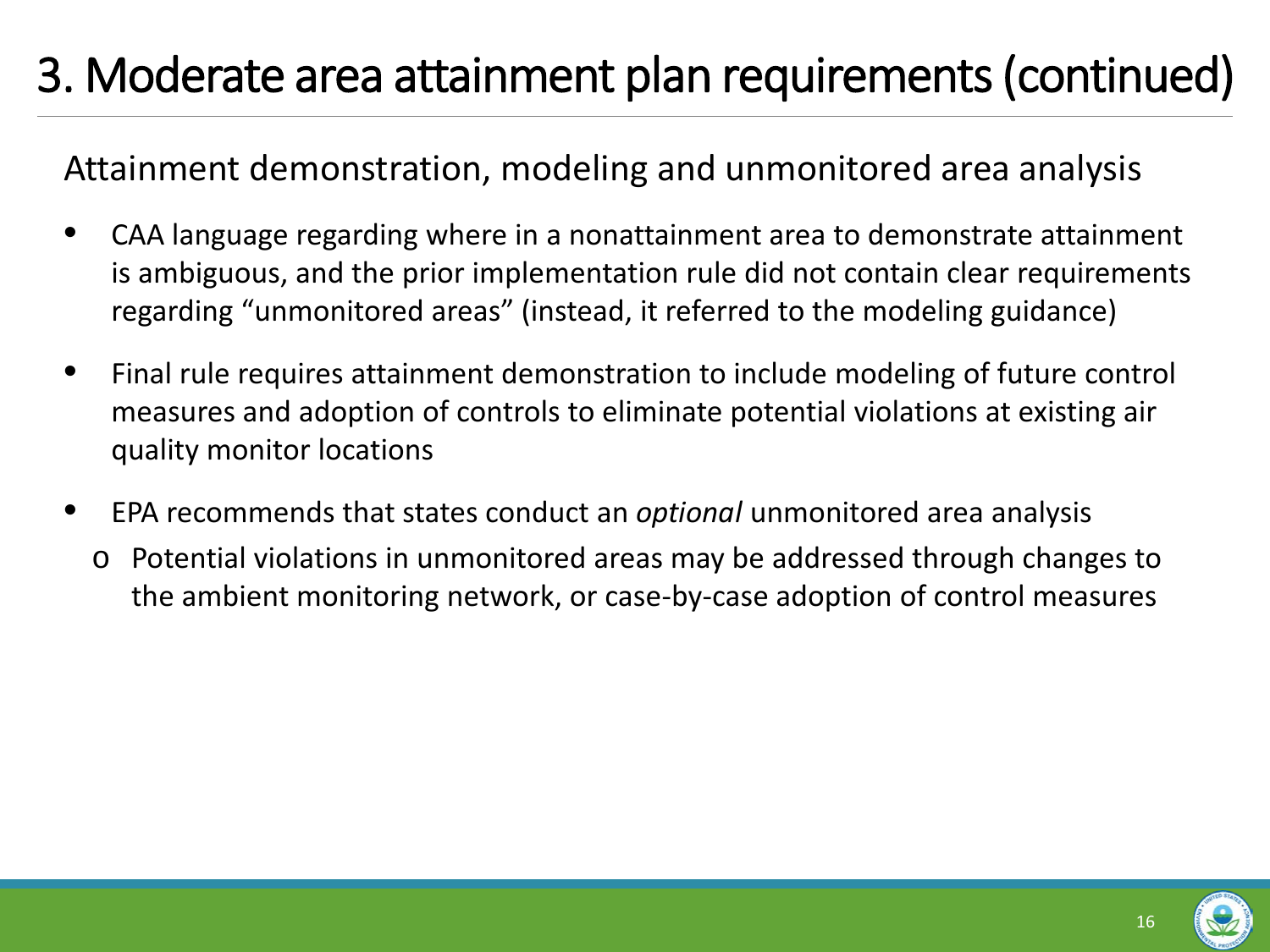# 3. Moderate area attainment plan requirements (continued)

## Attainment demonstration, modeling and unmonitored area analysis

- CAA language regarding where in a nonattainment area to demonstrate attainment is ambiguous, and the prior implementation rule did not contain clear requirements regarding "unmonitored areas" (instead, it referred to the modeling guidance)
- Final rule requires attainment demonstration to include modeling of future control measures and adoption of controls to eliminate potential violations at existing air quality monitor locations
- EPA recommends that states conduct an *optional* unmonitored area analysis
  - Potential violations in unmonitored areas may be addressed through changes to the ambient monitoring network, or case-by-case adoption of control measures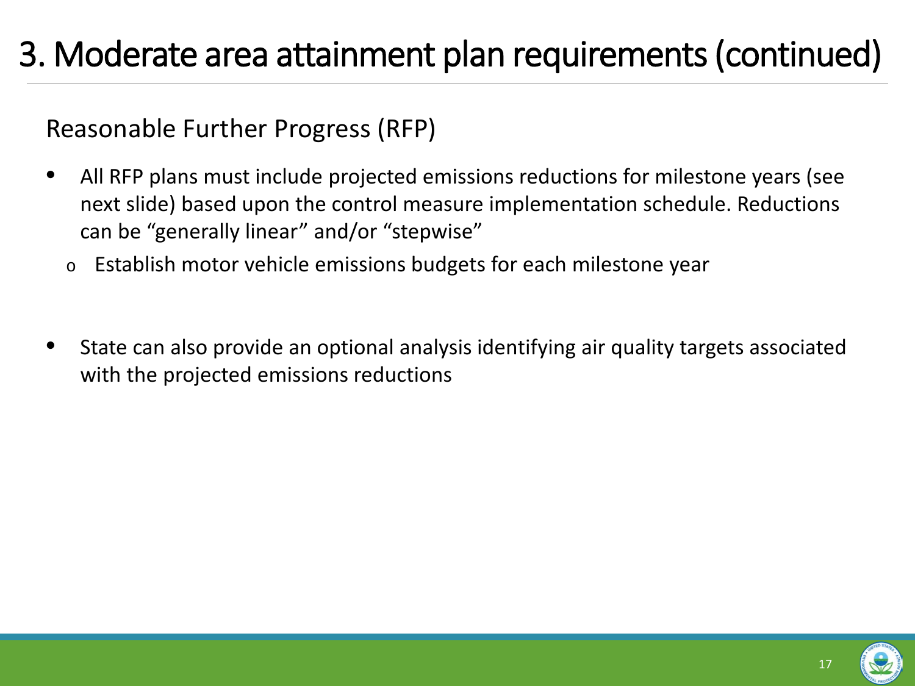# 3. Moderate area attainment plan requirements (continued)

## Reasonable Further Progress (RFP)

- All RFP plans must include projected emissions reductions for milestone years (see next slide) based upon the control measure implementation schedule. Reductions can be “generally linear” and/or “stepwise”
  - Establish motor vehicle emissions budgets for each milestone year

- State can also provide an optional analysis identifying air quality targets associated with the projected emissions reductions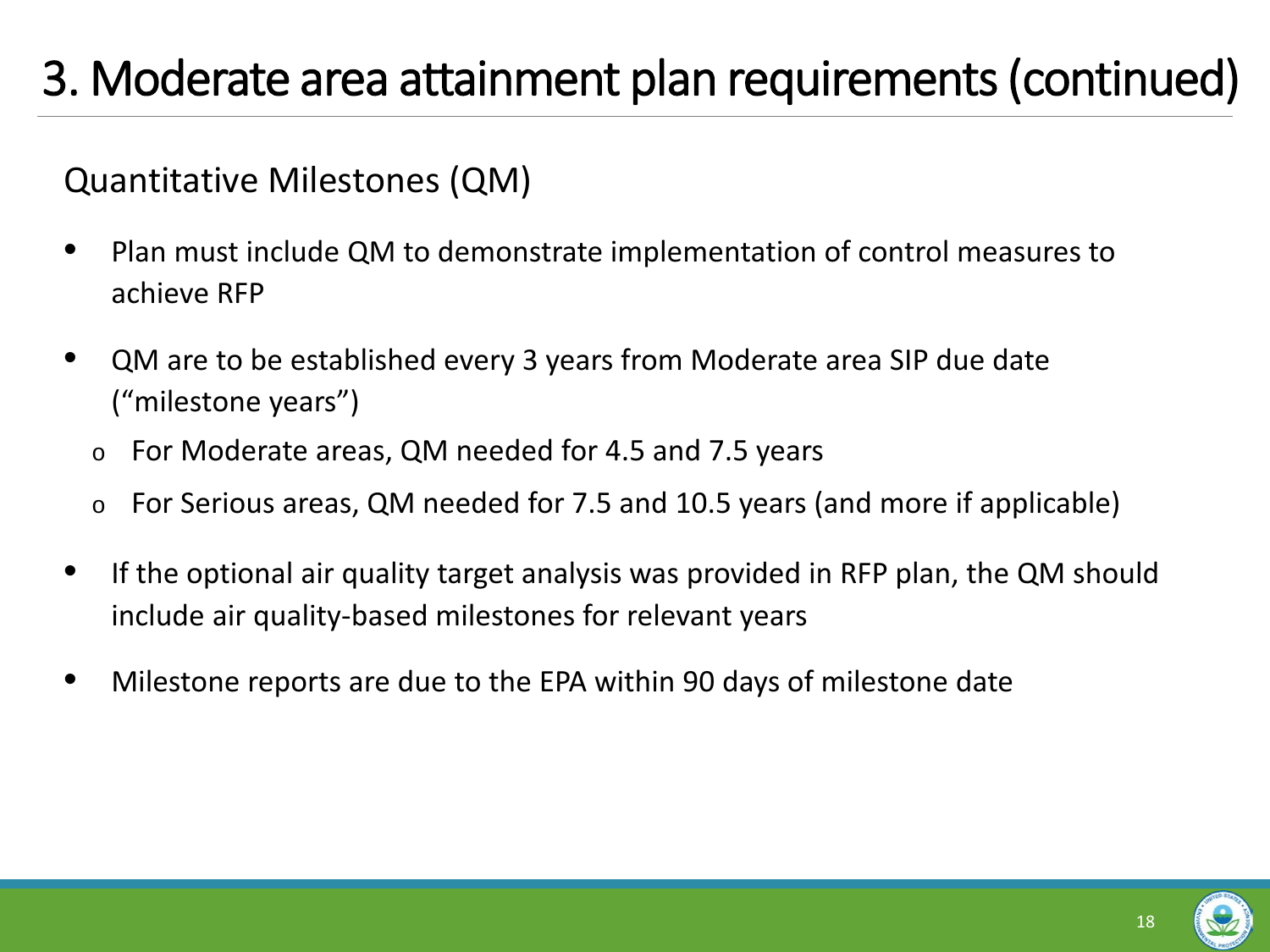# 3. Moderate area attainment plan requirements (continued)

## Quantitative Milestones (QM)

- Plan must include QM to demonstrate implementation of control measures to achieve RFP
- QM are to be established every 3 years from Moderate area SIP due date ("milestone years")
  - For Moderate areas, QM needed for 4.5 and 7.5 years
  - For Serious areas, QM needed for 7.5 and 10.5 years (and more if applicable)
- If the optional air quality target analysis was provided in RFP plan, the QM should include air quality-based milestones for relevant years
- Milestone reports are due to the EPA within 90 days of milestone date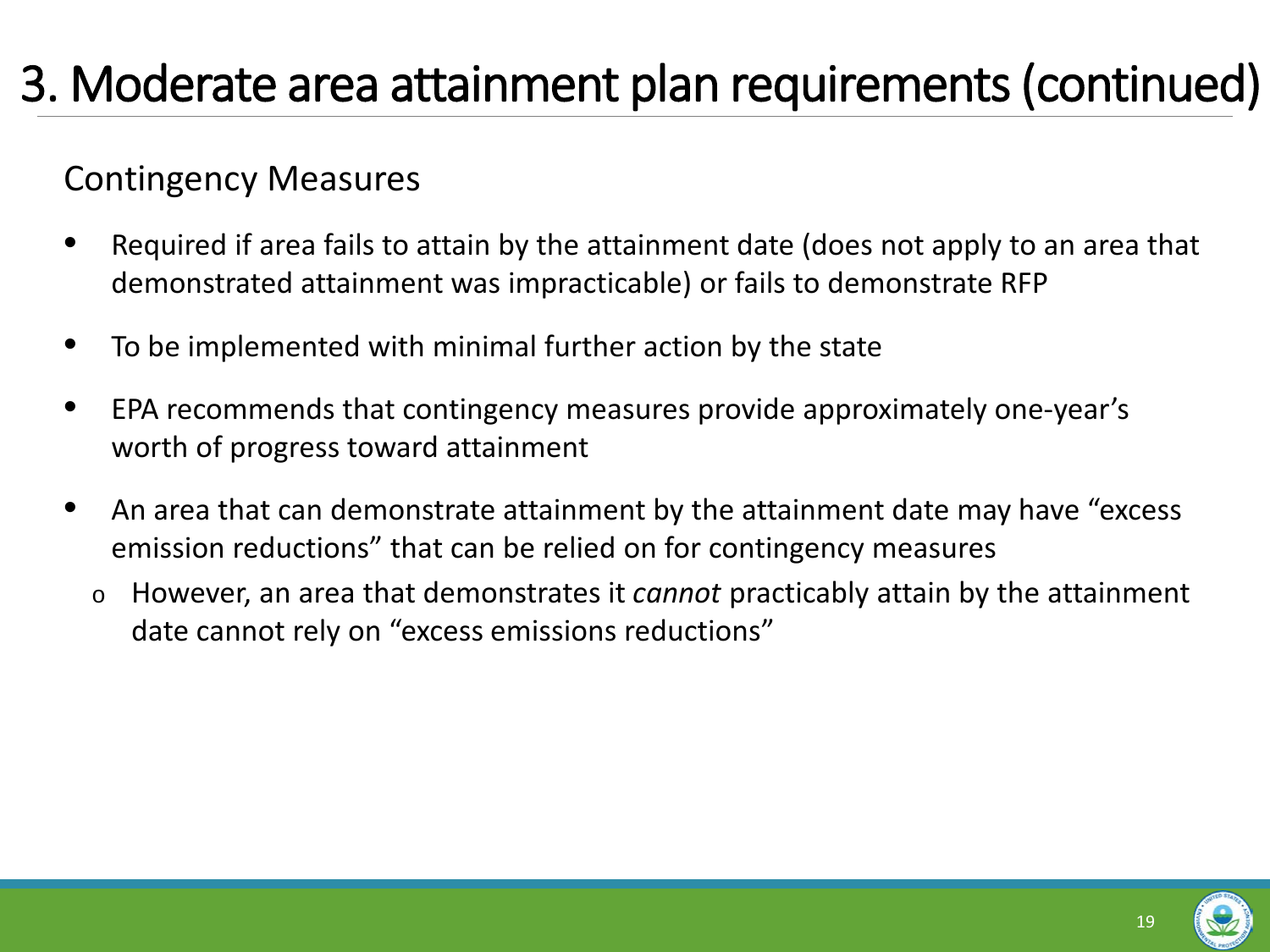# 3. Moderate area attainment plan requirements (continued)

## Contingency Measures

- Required if area fails to attain by the attainment date (does not apply to an area that demonstrated attainment was impracticable) or fails to demonstrate RFP
- To be implemented with minimal further action by the state
- EPA recommends that contingency measures provide approximately one-year's worth of progress toward attainment
- An area that can demonstrate attainment by the attainment date may have "excess emission reductions" that can be relied on for contingency measures
  - However, an area that demonstrates it *cannot* practicably attain by the attainment date cannot rely on "excess emissions reductions"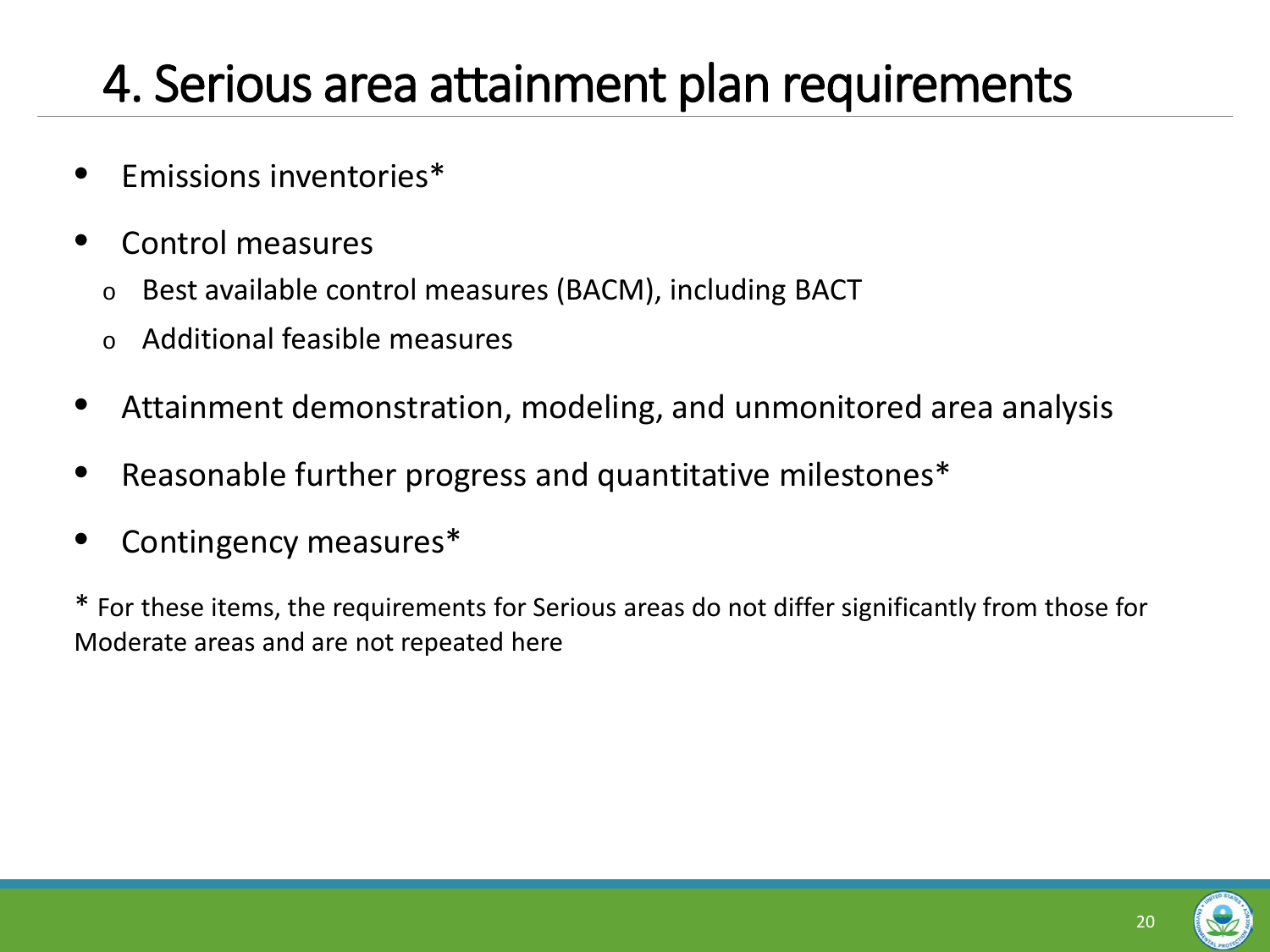# 4. Serious area attainment plan requirements

- Emissions inventories*
- Control measures
  - Best available control measures (BACM), including BACT
  - Additional feasible measures
- Attainment demonstration, modeling, and unmonitored area analysis
- Reasonable further progress and quantitative milestones*
- Contingency measures*

* For these items, the requirements for Serious areas do not differ significantly from those for Moderate areas and are not repeated here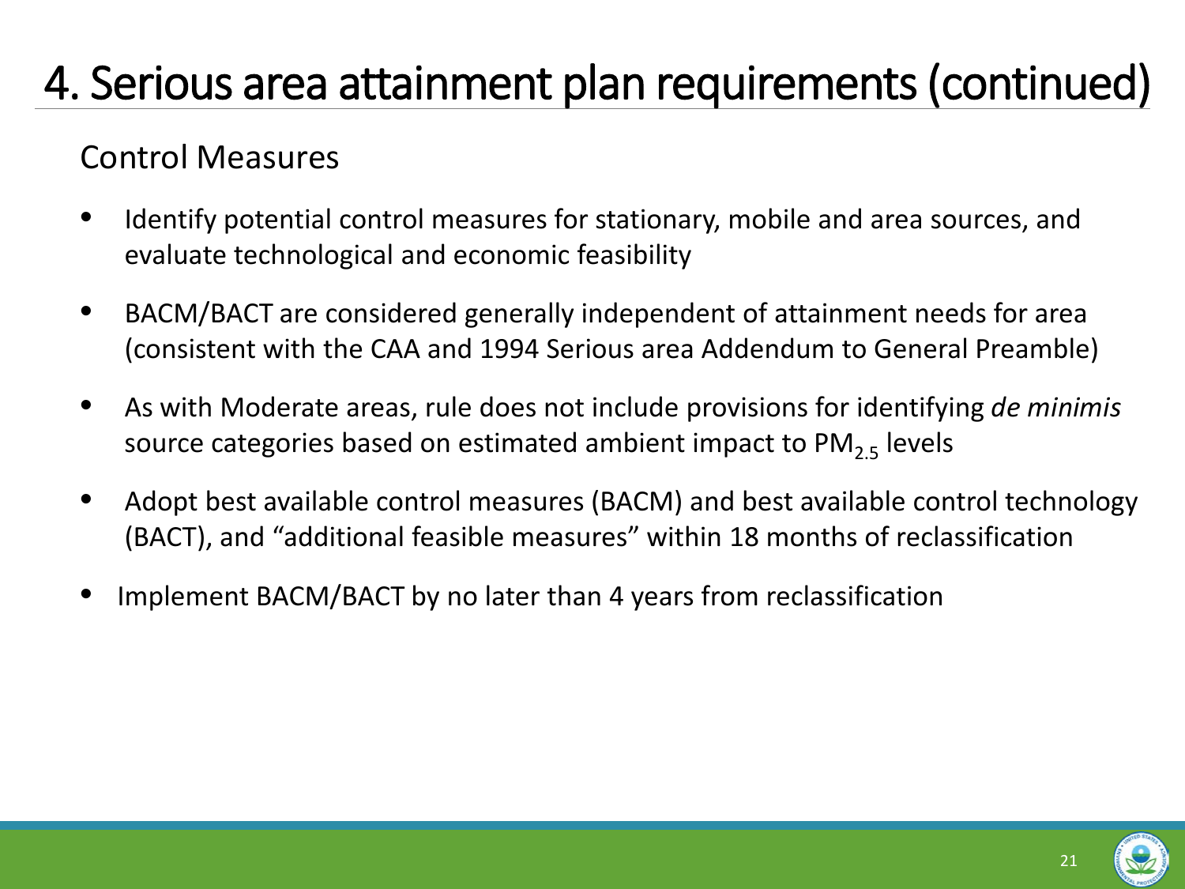# 4. Serious area attainment plan requirements (continued)

## Control Measures

- Identify potential control measures for stationary, mobile and area sources, and evaluate technological and economic feasibility
- BACM/BACT are considered generally independent of attainment needs for area (consistent with the CAA and 1994 Serious area Addendum to General Preamble)
- As with Moderate areas, rule does not include provisions for identifying *de minimis* source categories based on estimated ambient impact to $PM_{2.5}$ levels
- Adopt best available control measures (BACM) and best available control technology (BACT), and "additional feasible measures" within 18 months of reclassification
- Implement BACM/BACT by no later than 4 years from reclassification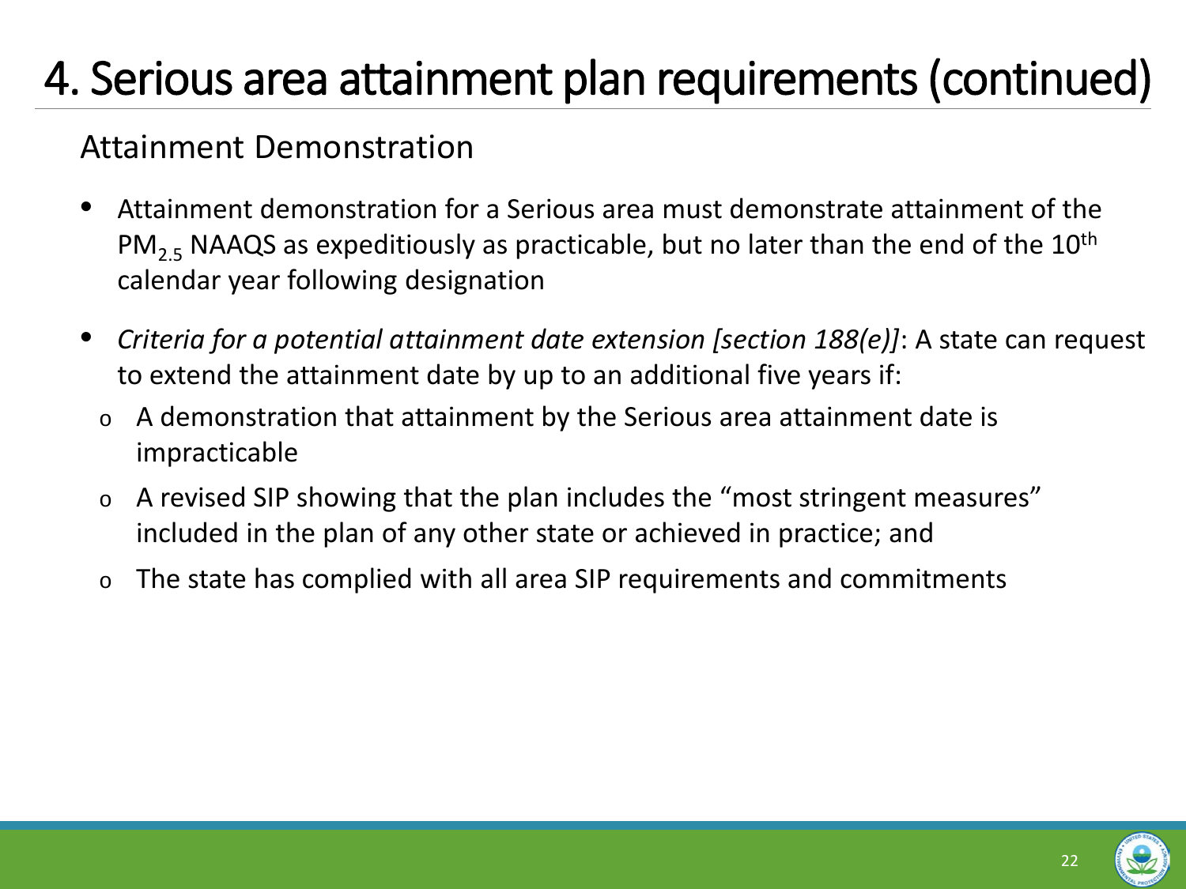# 4. Serious area attainment plan requirements (continued)

## Attainment Demonstration

- Attainment demonstration for a Serious area must demonstrate attainment of the $PM_{2.5}$ NAAQS as expeditiously as practicable, but no later than the end of the $10^{th}$ calendar year following designation
- *Criteria for a potential attainment date extension [section 188(e)]*: A state can request to extend the attainment date by up to an additional five years if:
  - A demonstration that attainment by the Serious area attainment date is impracticable
  - A revised SIP showing that the plan includes the "most stringent measures" included in the plan of any other state or achieved in practice; and
  - The state has complied with all area SIP requirements and commitments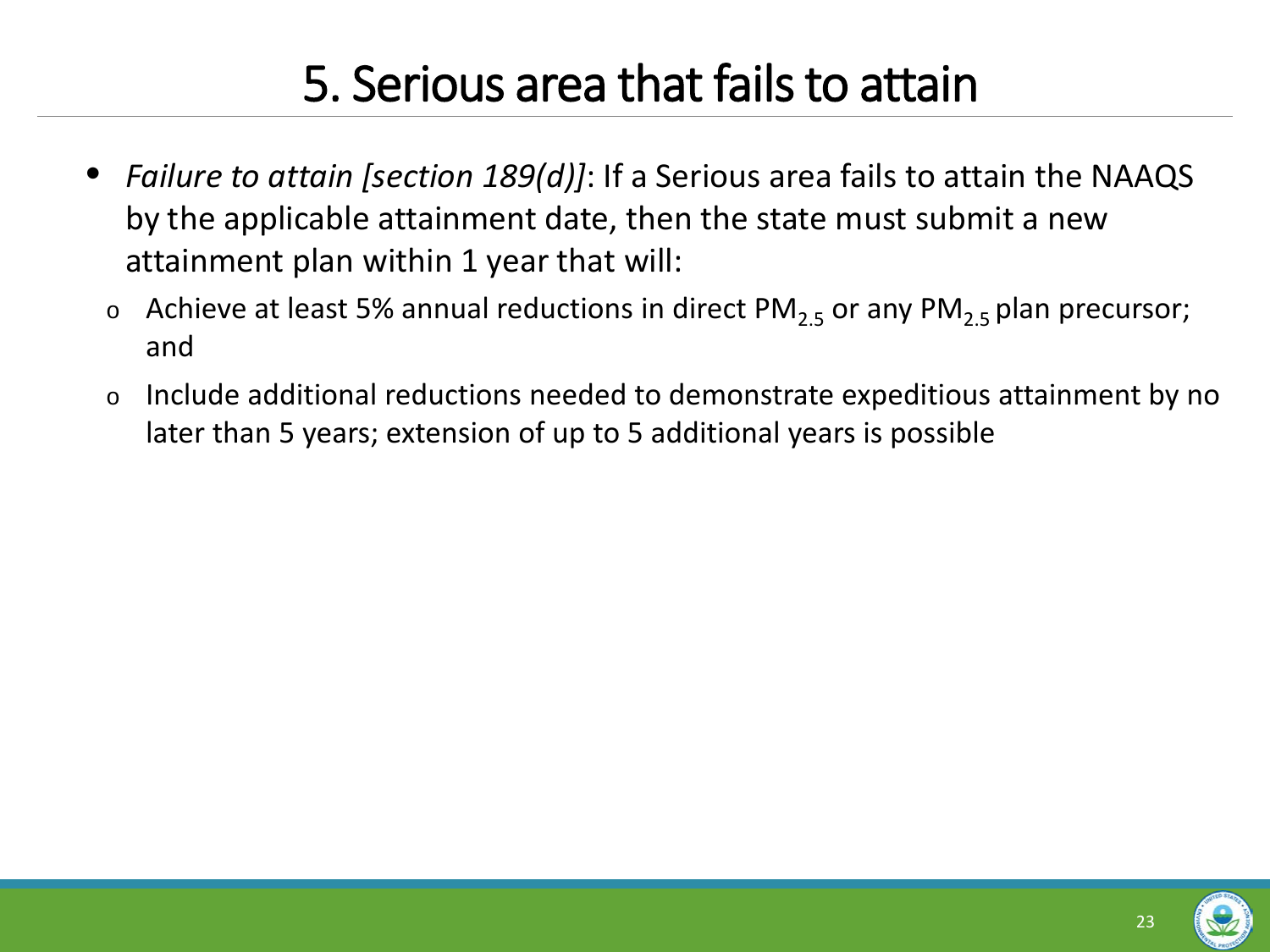# 5. Serious area that fails to attain

- *Failure to attain [section 189(d)]*: If a Serious area fails to attain the NAAQS by the applicable attainment date, then the state must submit a new attainment plan within 1 year that will:
  - Achieve at least 5% annual reductions in direct $PM_{2.5}$ or any $PM_{2.5}$ plan precursor; and
  - Include additional reductions needed to demonstrate expeditious attainment by no later than 5 years; extension of up to 5 additional years is possible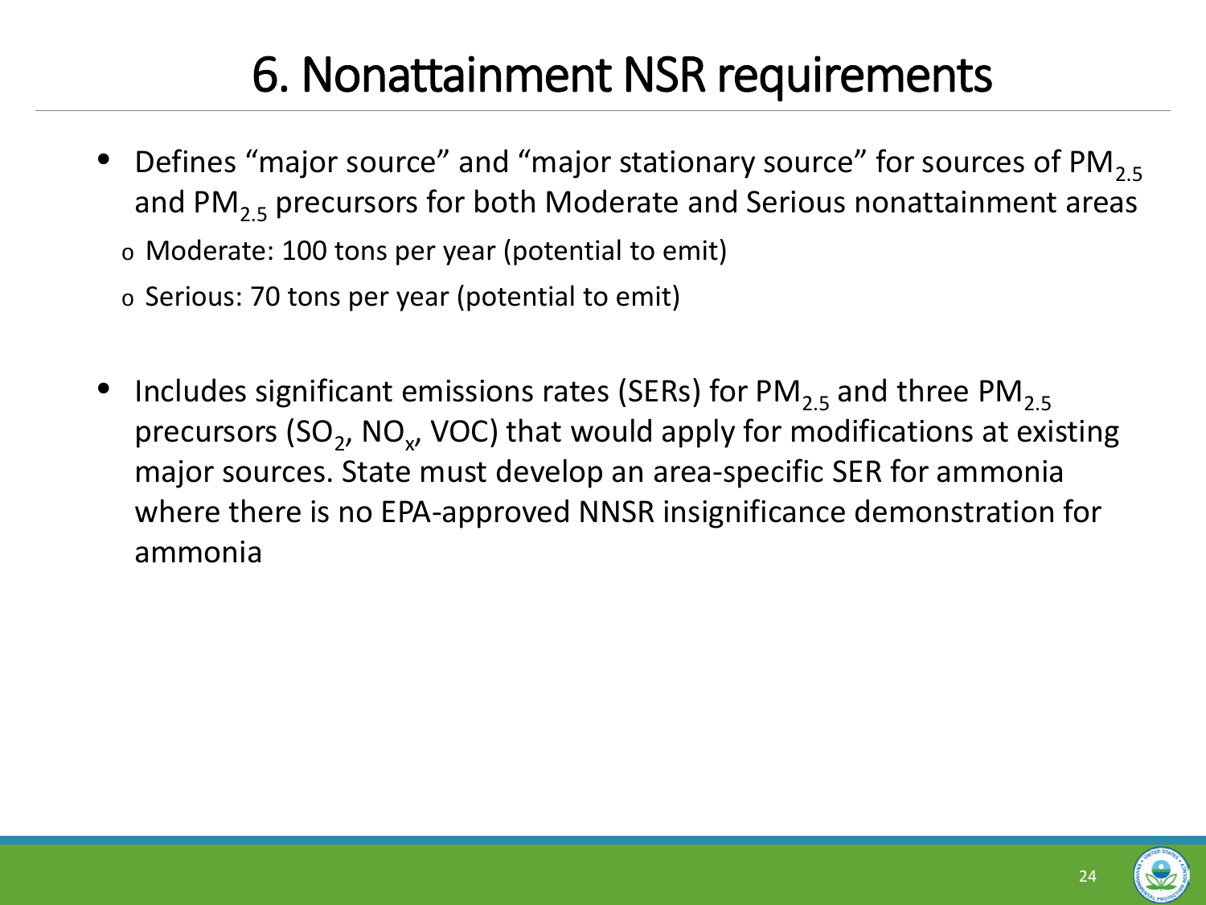# 6. Nonattainment NSR requirements

- Defines "major source" and "major stationary source" for sources of $PM_{2.5}$ and $PM_{2.5}$ precursors for both Moderate and Serious nonattainment areas
  - Moderate: 100 tons per year (potential to emit)
  - Serious: 70 tons per year (potential to emit)

- Includes significant emissions rates (SERs) for $PM_{2.5}$ and three $PM_{2.5}$ precursors ($SO_2$, $NO_x$, VOC) that would apply for modifications at existing major sources. State must develop an area-specific SER for ammonia where there is no EPA-approved NNSR insignificance demonstration for ammonia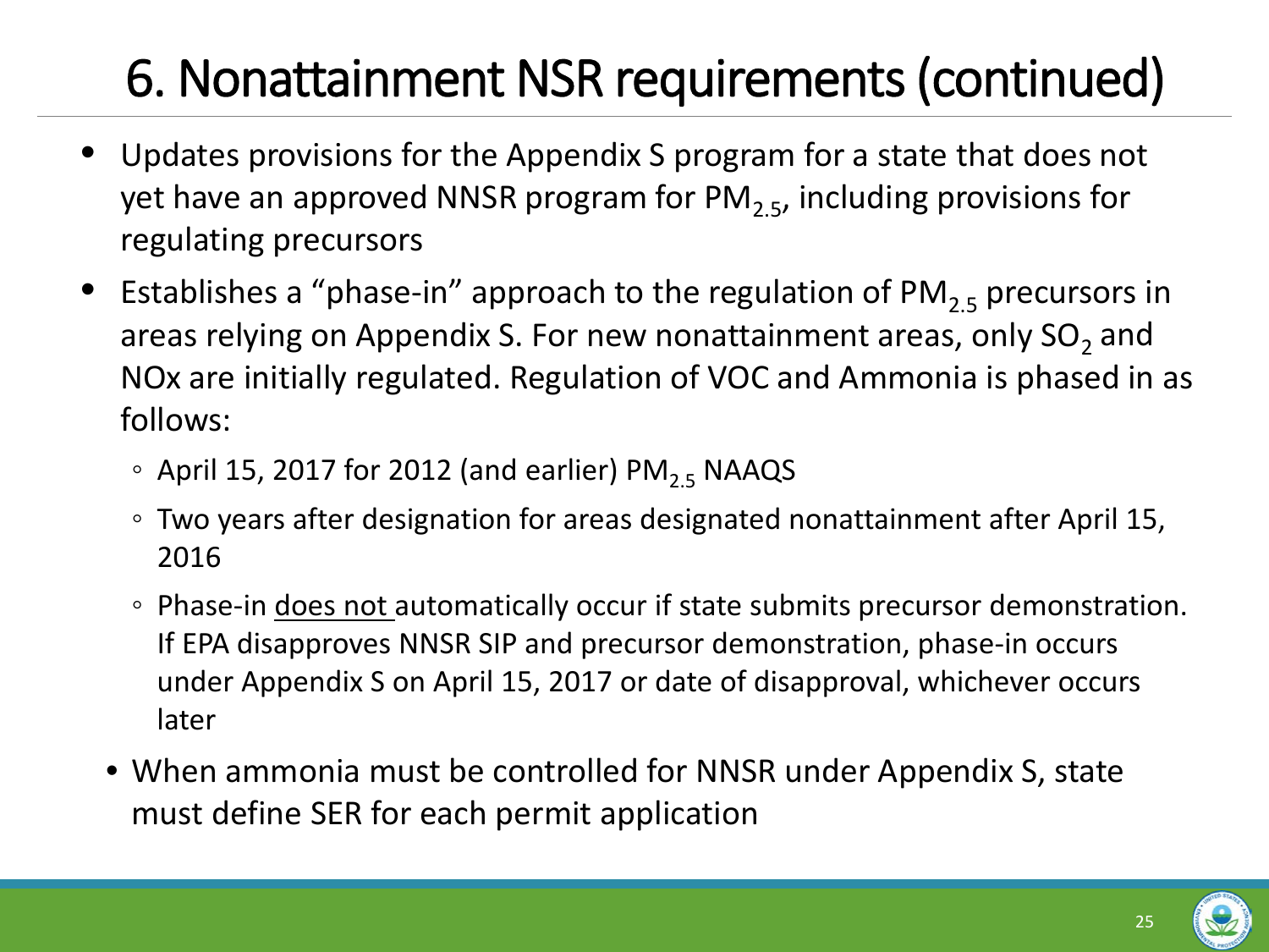# 6. Nonattainment NSR requirements (continued)

- Updates provisions for the Appendix S program for a state that does not yet have an approved NNSR program for $PM_{2.5}$, including provisions for regulating precursors
- Establishes a "phase-in" approach to the regulation of $PM_{2.5}$ precursors in areas relying on Appendix S. For new nonattainment areas, only $SO_2$ and NOx are initially regulated. Regulation of VOC and Ammonia is phased in as follows:
  - April 15, 2017 for 2012 (and earlier) $PM_{2.5}$ NAAQS
  - Two years after designation for areas designated nonattainment after April 15, 2016
  - Phase-in <u>does not</u> automatically occur if state submits precursor demonstration. If EPA disapproves NNSR SIP and precursor demonstration, phase-in occurs under Appendix S on April 15, 2017 or date of disapproval, whichever occurs later
- When ammonia must be controlled for NNSR under Appendix S, state must define SER for each permit application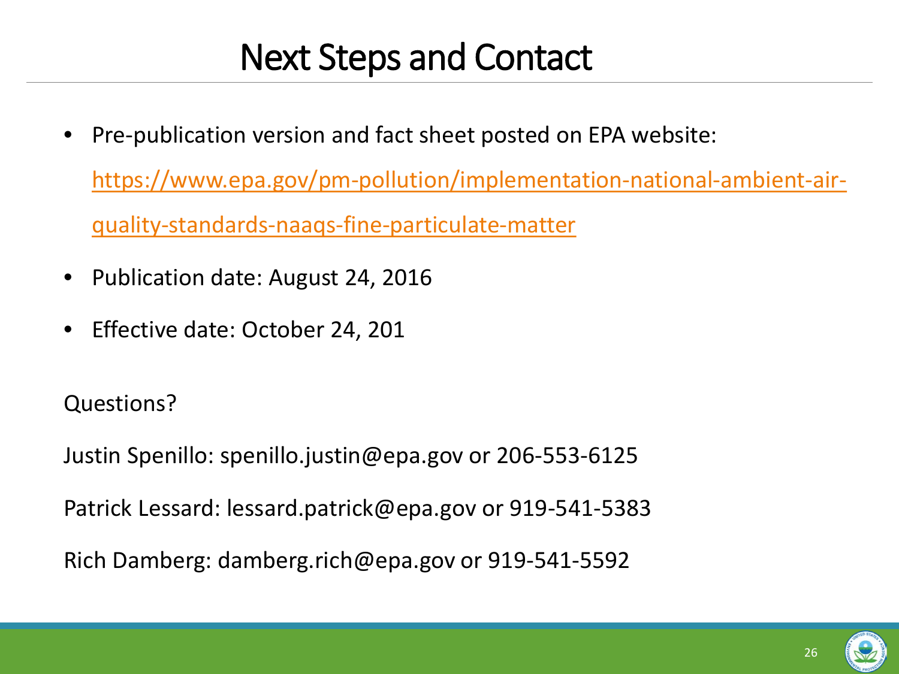# Next Steps and Contact

- Pre-publication version and fact sheet posted on EPA website: https://www.epa.gov/pm-pollution/implementation-national-ambient-air-quality-standards-naaqs-fine-particulate-matter
- Publication date: August 24, 2016
- Effective date: October 24, 201

Questions?

Justin Spenillo: spenillo.justin@epa.gov or 206-553-6125

Patrick Lessard: lessard.patrick@epa.gov or 919-541-5383

Rich Damberg: damberg.rich@epa.gov or 919-541-5592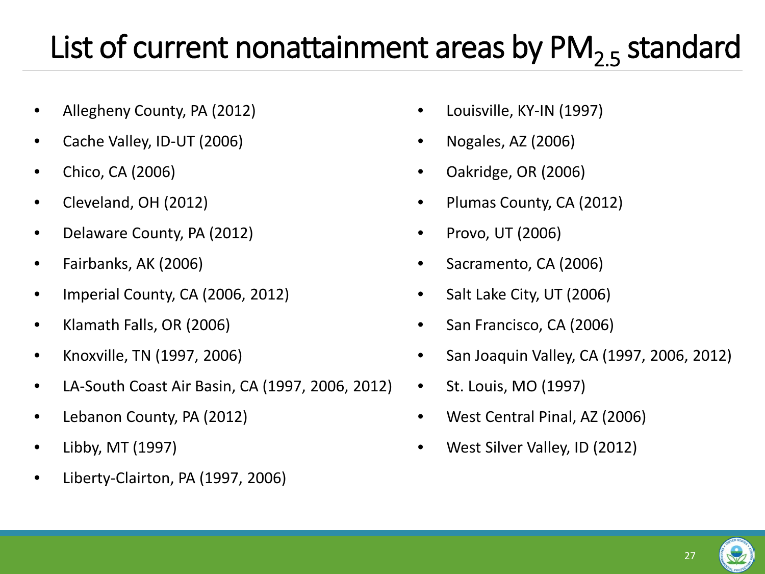# List of current nonattainment areas by $PM_{2.5}$ standard

- Allegheny County, PA (2012)
- Cache Valley, ID-UT (2006)
- Chico, CA (2006)
- Cleveland, OH (2012)
- Delaware County, PA (2012)
- Fairbanks, AK (2006)
- Imperial County, CA (2006, 2012)
- Klamath Falls, OR (2006)
- Knoxville, TN (1997, 2006)
- LA-South Coast Air Basin, CA (1997, 2006, 2012)
- Lebanon County, PA (2012)
- Libby, MT (1997)
- Liberty-Clairton, PA (1997, 2006)
- Louisville, KY-IN (1997)
- Nogales, AZ (2006)
- Oakridge, OR (2006)
- Plumas County, CA (2012)
- Provo, UT (2006)
- Sacramento, CA (2006)
- Salt Lake City, UT (2006)
- San Francisco, CA (2006)
- San Joaquin Valley, CA (1997, 2006, 2012)
- St. Louis, MO (1997)
- West Central Pinal, AZ (2006)
- West Silver Valley, ID (2012)